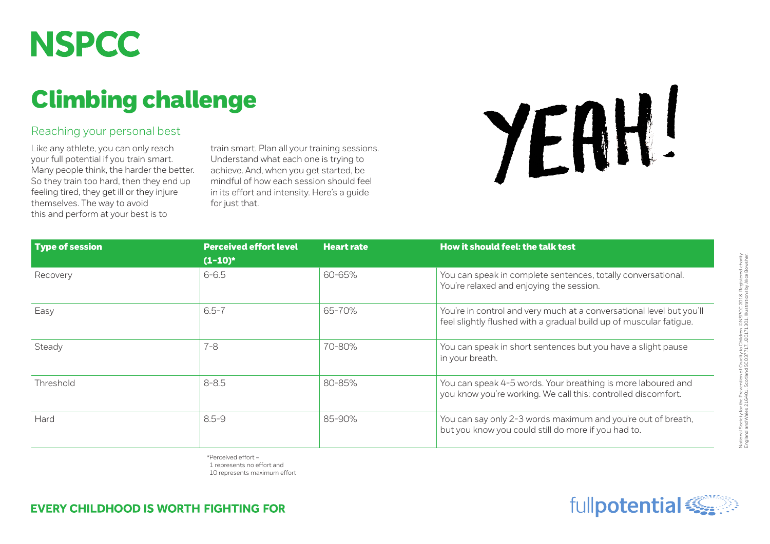# NSPCC

## Climbing challenge

### Reaching your personal best

Like any athlete, you can only reach your full potential if you train smart. Many people think, the harder the better. So they train too hard, then they end up feeling tired, they get ill or they injure themselves. The way to avoid this and perform at your best is to train smart. Plan all your training sessions. Understand what each one is trying to achieve. And, when you get started, be mindful of how each session should feel in its effort and intensity. Here's a guide for just that.

YEAH!

| Type of session | Perceived effort level (1-10)* | Heart rate | How it should feel: the talk test |
|---|---|---|---|
| Recovery | 6-6.5 | 60-65% | You can speak in complete sentences, totally conversational. You're relaxed and enjoying the session. |
| Easy | 6.5-7 | 65-70% | You're in control and very much at a conversational level but you'll feel slightly flushed with a gradual build up of muscular fatigue. |
| Steady | 7-8 | 70-80% | You can speak in short sentences but you have a slight pause in your breath. |
| Threshold | 8-8.5 | 80-85% | You can speak 4-5 words. Your breathing is more laboured and you know you're working. We call this: controlled discomfort. |
| Hard | 8.5-9 | 85-90% | You can say only 2-3 words maximum and you're out of breath, but you know you could still do more if you had to. |

*Perceived effort =
1 represents no effort and
10 represents maximum effort

**EVERY CHILDHOOD IS WORTH FIGHTING FOR**

fullpotential

National Society for the Prevention of Cruelty to Children. ©NSPCC 2018. Registered charity England and Wales 216401. Scotland SC037717. J20171301. Illustrations by Alice Bowsher.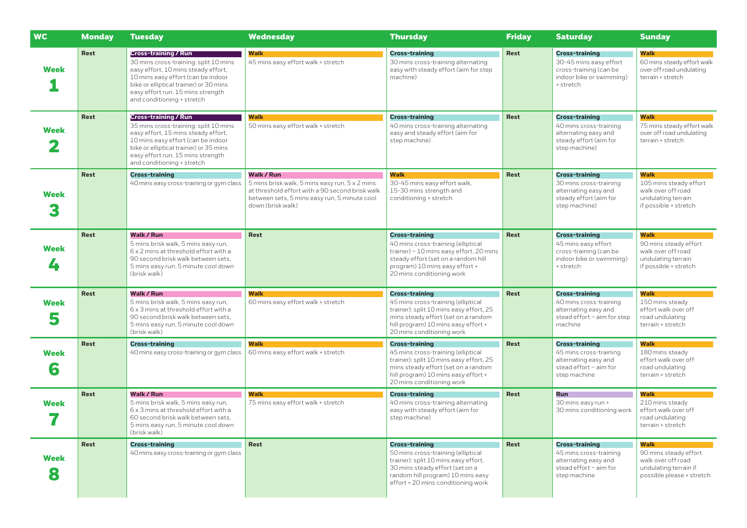| WC | Monday | Tuesday | Wednesday | Thursday | Friday | Saturday | Sunday |
|---|---|---|---|---|---|---|---|
| Week 1 | Rest | **Cross-training / Run** 30 mins cross-training: split 10 mins easy effort, 10 mins steady effort, 10 mins easy effort (can be indoor bike or elliptical trainer) or 30 mins easy effort run. 15 mins strength and conditioning + stretch | **Walk** 45 mins easy effort walk + stretch | **Cross-training** 30 mins cross-training alternating easy with steady effort (aim for step machine) | Rest | **Cross-training** 30-45 mins easy effort cross-training (can be indoor bike or swimming) + stretch | **Walk** 60 mins steady effort walk over off road undulating terrain + stretch |
| Week 2 | Rest | **Cross-training / Run** 35 mins cross-training: split 10 mins easy effort, 15 mins steady effort, 10 mins easy effort (can be indoor bike or elliptical trainer) or 35 mins easy effort run. 15 mins strength and conditioning + stretch | **Walk** 50 mins easy effort walk + stretch | **Cross-training** 40 mins cross-training alternating easy and steady effort (aim for step machine) | Rest | **Cross-training** 40 mins cross-training alternating easy and steady effort (aim for step machine) | **Walk** 75 mins steady effort walk over off road undulating terrain + stretch |
| Week 3 | Rest | **Cross-training** 40 mins easy cross-training or gym class | **Walk / Run** 5 mins brisk walk, 5 mins easy run, 5 x 2 mins at threshold effort with a 90 second brisk walk between sets, 5 mins easy run, 5 minute cool down (brisk walk) | **Walk** 30-45 mins easy effort walk, 15-30 mins strength and conditioning + stretch | Rest | **Cross-training** 30 mins cross-training alternating easy and steady effort (aim for step machine) | **Walk** 105 mins steady effort walk over off road undulating terrain if possible + stretch |
| Week 4 | Rest | **Walk / Run** 5 mins brisk walk, 5 mins easy run, 6 x 2 mins at threshold effort with a 90 second brisk walk between sets, 5 mins easy run, 5 minute cool down (brisk walk) | Rest | **Cross-training** 40 mins cross-training (elliptical trainer) – 10 mins easy effort, 20 mins steady effort (set on a random hill program) 10 mins easy effort + 20 mins conditioning work | Rest | **Cross-training** 45 mins easy effort cross-training (can be indoor bike or swimming) + stretch | **Walk** 90 mins steady effort walk over off road undulating terrain if possible + stretch |
| Week 5 | Rest | **Walk / Run** 5 mins brisk walk, 5 mins easy run, 6 x 3 mins at threshold effort with a 90 second brisk walk between sets, 5 mins easy run, 5 minute cool down (brisk walk) | **Walk** 60 mins easy effort walk + stretch | **Cross-training** 45 mins cross-training (elliptical trainer): split 10 mins easy effort, 25 mins steady effort (set on a random hill program) 10 mins easy effort + 20 mins conditioning work | Rest | **Cross-training** 40 mins cross-training alternating easy and stead effort – aim for step machine | **Walk** 150 mins steady effort walk over off road undulating terrain + stretch |
| Week 6 | Rest | **Cross-training** 40 mins easy cross-training or gym class | **Walk** 60 mins easy effort walk + stretch | **Cross-training** 45 mins cross-training (elliptical trainer): split 10 mins easy effort, 25 mins steady effort (set on a random hill program) 10 mins easy effort + 20 mins conditioning work | Rest | **Cross-training** 45 mins cross-training alternating easy and stead effort – aim for step machine | **Walk** 180 mins steady effort walk over off road undulating terrain + stretch |
| Week 7 | Rest | **Walk / Run** 5 mins brisk walk, 5 mins easy run, 6 x 3 mins at threshold effort with a 60 second brisk walk between sets, 5 mins easy run, 5 minute cool down (brisk walk) | **Walk** 75 mins easy effort walk + stretch | **Cross-training** 40 mins cross-training alternating easy with steady effort (aim for step machine) | Rest | **Run** 30 mins easy run + 30 mins conditioning work | **Walk** 210 mins steady effort walk over off road undulating terrain + stretch |
| Week 8 | Rest | **Cross-training** 40 mins easy cross-training or gym class | Rest | **Cross-training** 50 mins cross-training (elliptical trainer): split 10 mins easy effort, 30 mins steady effort (set on a random hill program) 10 mins easy effort + 20 mins conditioning work | Rest | **Cross-training** 45 mins cross-training alternating easy and stead effort – aim for step machine | **Walk** 90 mins steady effort walk over off road undulating terrain if possible please + stretch |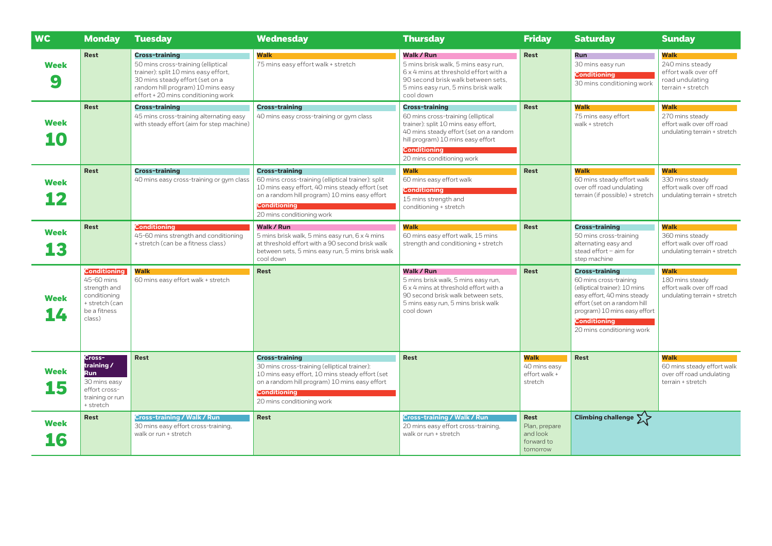| WC | Monday | Tuesday | Wednesday | Thursday | Friday | Saturday | Sunday |
|---|---|---|---|---|---|---|---|
| Week 9 | Rest | **Cross-training** 50 mins cross-training (elliptical trainer): split 10 mins easy effort, 30 mins steady effort (set on a random hill program) 10 mins easy effort + 20 mins conditioning work | **Walk** 75 mins easy effort walk + stretch | **Walk / Run** 5 mins brisk walk, 5 mins easy run, 6 x 4 mins at threshold effort with a 90 second brisk walk between sets, 5 mins easy run, 5 mins brisk walk cool down | Rest | **Run** 30 mins easy run **Conditioning** 30 mins conditioning work | **Walk** 240 mins steady effort walk over off road undulating terrain + stretch |
| Week 10 | Rest | **Cross-training** 45 mins cross-training alternating easy with steady effort (aim for step machine) | **Cross-training** 40 mins easy cross-training or gym class | **Cross-training** 60 mins cross-training (elliptical trainer): split 10 mins easy effort, 40 mins steady effort (set on a random hill program) 10 mins easy effort **Conditioning** 20 mins conditioning work | Rest | **Walk** 75 mins easy effort walk + stretch | **Walk** 270 mins steady effort walk over off road undulating terrain + stretch |
| Week 12 | Rest | **Cross-training** 40 mins easy cross-training or gym class | **Cross-training** 60 mins cross-training (elliptical trainer): split 10 mins easy effort, 40 mins steady effort (set on a random hill program) 10 mins easy effort **Conditioning** 20 mins conditioning work | **Walk** 60 mins easy effort walk **Conditioning** 15 mins strength and conditioning + stretch | Rest | **Walk** 60 mins steady effort walk over off road undulating terrain (if possible) + stretch | **Walk** 330 mins steady effort walk over off road undulating terrain + stretch |
| Week 13 | Rest | **Conditioning** 45-60 mins strength and conditioning + stretch (can be a fitness class) | **Walk / Run** 5 mins brisk walk, 5 mins easy run, 6 x 4 mins at threshold effort with a 90 second brisk walk between sets, 5 mins easy run, 5 mins brisk walk cool down | **Walk** 60 mins easy effort walk, 15 mins strength and conditioning + stretch | Rest | **Cross-training** 50 mins cross-training alternating easy and stead effort – aim for step machine | **Walk** 360 mins steady effort walk over off road undulating terrain + stretch |
| Week 14 | **Conditioning** 45-60 mins strength and conditioning + stretch (can be a fitness class) | **Walk** 60 mins easy effort walk + stretch | Rest | **Walk / Run** 5 mins brisk walk, 5 mins easy run, 6 x 4 mins at threshold effort with a 90 second brisk walk between sets, 5 mins easy run, 5 mins brisk walk cool down | Rest | **Cross-training** 60 mins cross-training (elliptical trainer): 10 mins easy effort, 40 mins steady effort (set on a random hill program) 10 mins easy effort **Conditioning** 20 mins conditioning work | **Walk** 180 mins steady effort walk over off road undulating terrain + stretch |
| Week 15 | **Cross-training / Run** 30 mins easy effort cross-training or run + stretch | Rest | **Cross-training** 30 mins cross-training (elliptical trainer): 10 mins easy effort, 10 mins steady effort (set on a random hill program) 10 mins easy effort **Conditioning** 20 mins conditioning work | Rest | **Walk** 40 mins easy effort walk + stretch | Rest | **Walk** 60 mins steady effort walk over off road undulating terrain + stretch |
| Week 16 | Rest | **Cross-training / Walk / Run** 30 mins easy effort cross-training, walk or run + stretch | Rest | **Cross-training / Walk / Run** 20 mins easy effort cross-training, walk or run + stretch | Rest Plan, prepare and look forward to tomorrow | **Climbing challenge** ☆ | |